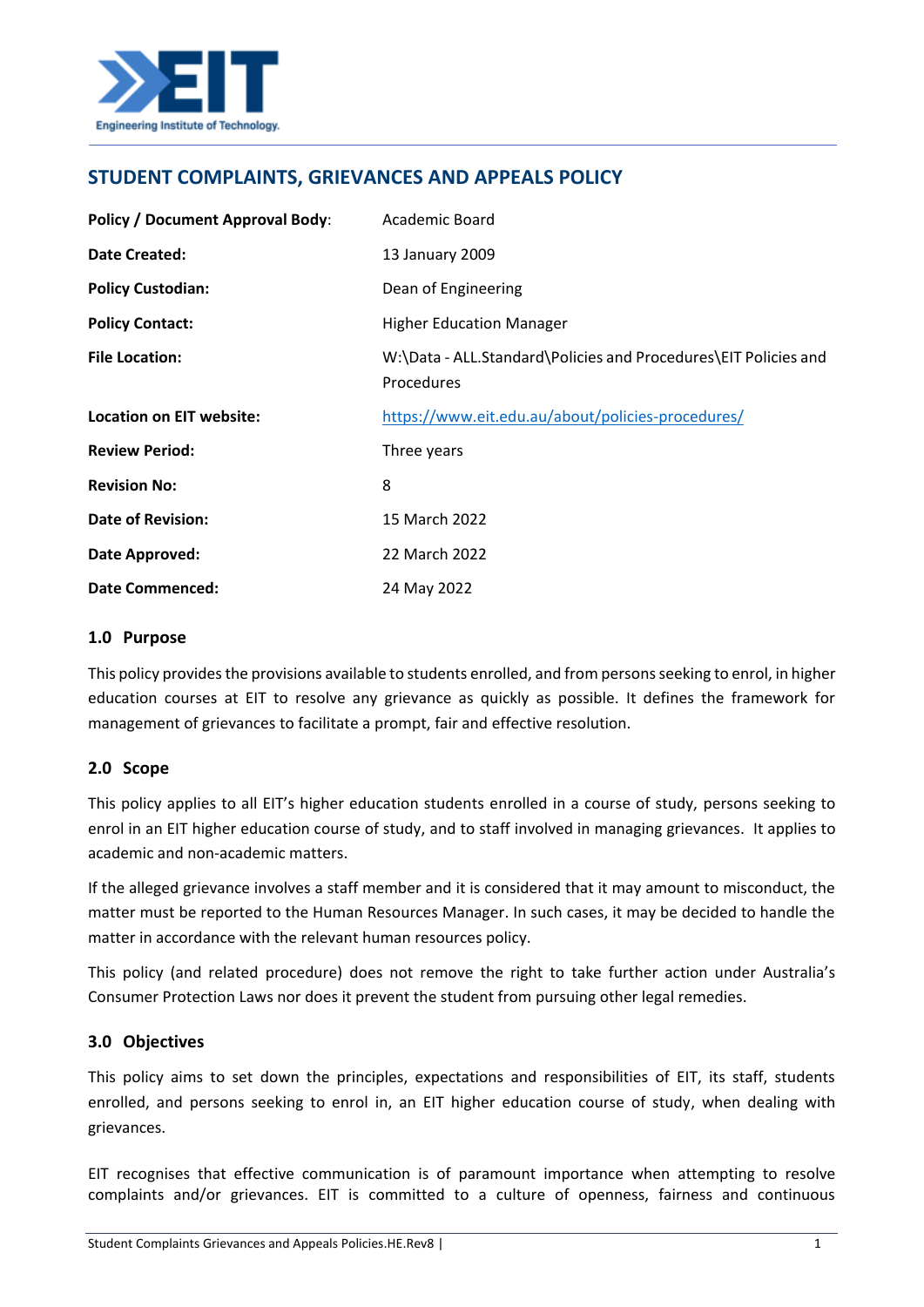## STUDENT COMPLAINTS, GRIEVANCES AND APPEALS POLICY

| | |
|---|---|
| **Policy / Document Approval Body**: | Academic Board |
| **Date Created:** | 13 January 2009 |
| **Policy Custodian:** | Dean of Engineering |
| **Policy Contact:** | Higher Education Manager |
| **File Location:** | W:\Data - ALL.Standard\Policies and Procedures\EIT Policies and Procedures |
| **Location on EIT website:** | https://www.eit.edu.au/about/policies-procedures/ |
| **Review Period:** | Three years |
| **Revision No:** | 8 |
| **Date of Revision:** | 15 March 2022 |
| **Date Approved:** | 22 March 2022 |
| **Date Commenced:** | 24 May 2022 |

### 1.0 Purpose

This policy provides the provisions available to students enrolled, and from persons seeking to enrol, in higher education courses at EIT to resolve any grievance as quickly as possible. It defines the framework for management of grievances to facilitate a prompt, fair and effective resolution.

### 2.0 Scope

This policy applies to all EIT's higher education students enrolled in a course of study, persons seeking to enrol in an EIT higher education course of study, and to staff involved in managing grievances. It applies to academic and non-academic matters.

If the alleged grievance involves a staff member and it is considered that it may amount to misconduct, the matter must be reported to the Human Resources Manager. In such cases, it may be decided to handle the matter in accordance with the relevant human resources policy.

This policy (and related procedure) does not remove the right to take further action under Australia's Consumer Protection Laws nor does it prevent the student from pursuing other legal remedies.

### 3.0 Objectives

This policy aims to set down the principles, expectations and responsibilities of EIT, its staff, students enrolled, and persons seeking to enrol in, an EIT higher education course of study, when dealing with grievances.

EIT recognises that effective communication is of paramount importance when attempting to resolve complaints and/or grievances. EIT is committed to a culture of openness, fairness and continuous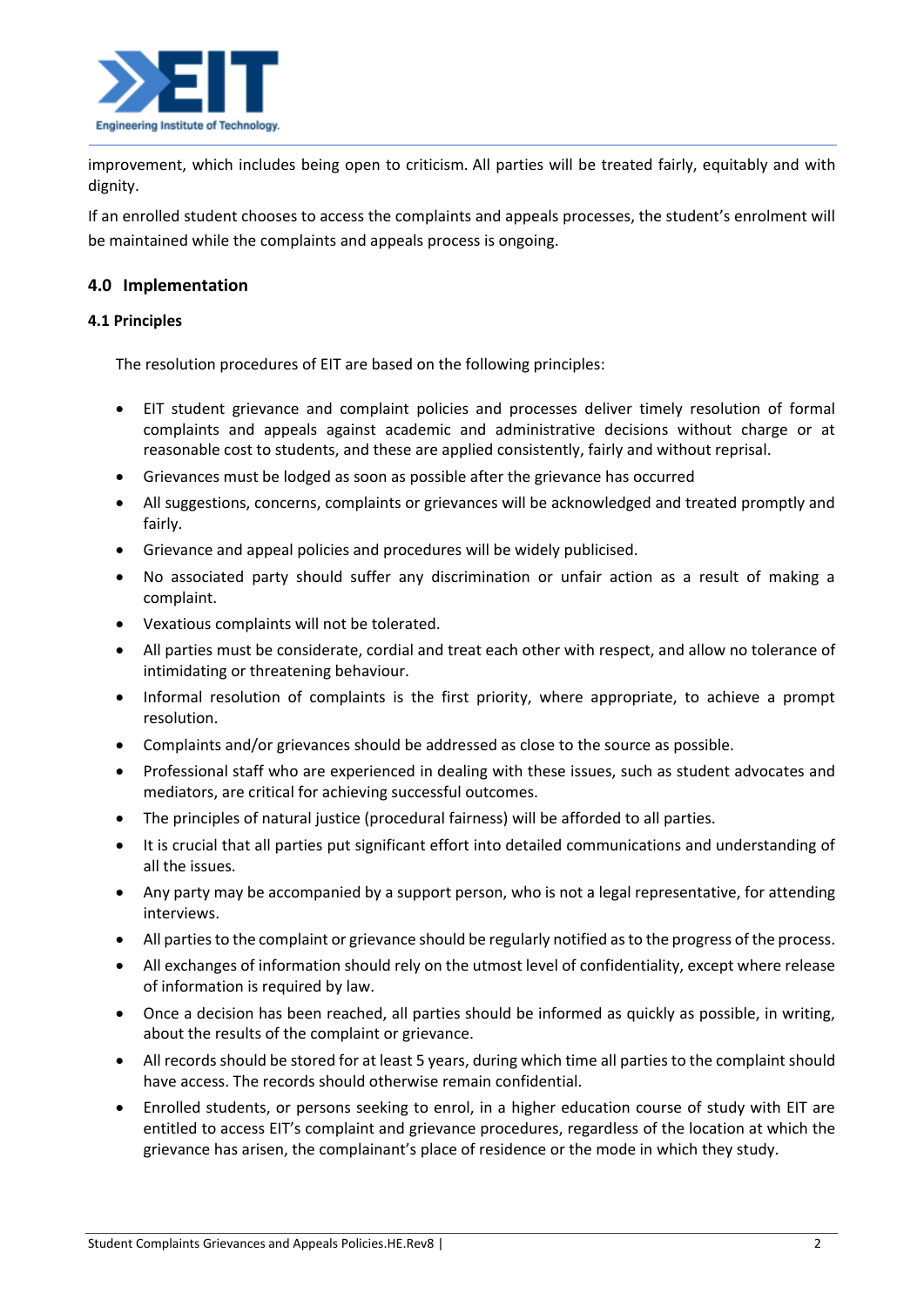improvement, which includes being open to criticism. All parties will be treated fairly, equitably and with dignity.

If an enrolled student chooses to access the complaints and appeals processes, the student's enrolment will be maintained while the complaints and appeals process is ongoing.

## 4.0 Implementation

### 4.1 Principles

The resolution procedures of EIT are based on the following principles:

- EIT student grievance and complaint policies and processes deliver timely resolution of formal complaints and appeals against academic and administrative decisions without charge or at reasonable cost to students, and these are applied consistently, fairly and without reprisal.
- Grievances must be lodged as soon as possible after the grievance has occurred
- All suggestions, concerns, complaints or grievances will be acknowledged and treated promptly and fairly.
- Grievance and appeal policies and procedures will be widely publicised.
- No associated party should suffer any discrimination or unfair action as a result of making a complaint.
- Vexatious complaints will not be tolerated.
- All parties must be considerate, cordial and treat each other with respect, and allow no tolerance of intimidating or threatening behaviour.
- Informal resolution of complaints is the first priority, where appropriate, to achieve a prompt resolution.
- Complaints and/or grievances should be addressed as close to the source as possible.
- Professional staff who are experienced in dealing with these issues, such as student advocates and mediators, are critical for achieving successful outcomes.
- The principles of natural justice (procedural fairness) will be afforded to all parties.
- It is crucial that all parties put significant effort into detailed communications and understanding of all the issues.
- Any party may be accompanied by a support person, who is not a legal representative, for attending interviews.
- All parties to the complaint or grievance should be regularly notified as to the progress of the process.
- All exchanges of information should rely on the utmost level of confidentiality, except where release of information is required by law.
- Once a decision has been reached, all parties should be informed as quickly as possible, in writing, about the results of the complaint or grievance.
- All records should be stored for at least 5 years, during which time all parties to the complaint should have access. The records should otherwise remain confidential.
- Enrolled students, or persons seeking to enrol, in a higher education course of study with EIT are entitled to access EIT's complaint and grievance procedures, regardless of the location at which the grievance has arisen, the complainant's place of residence or the mode in which they study.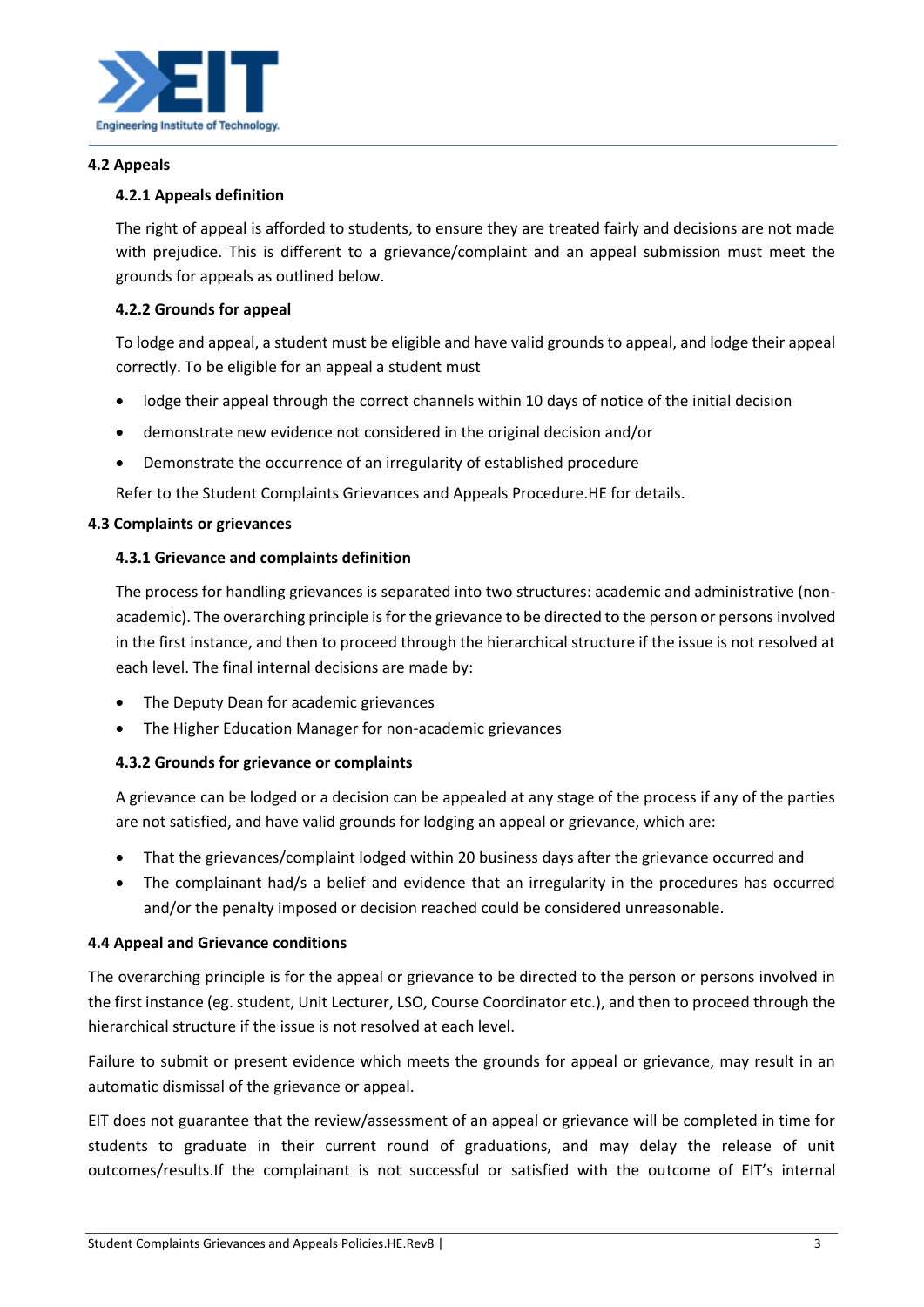### 4.2 Appeals

#### 4.2.1 Appeals definition

The right of appeal is afforded to students, to ensure they are treated fairly and decisions are not made with prejudice. This is different to a grievance/complaint and an appeal submission must meet the grounds for appeals as outlined below.

#### 4.2.2 Grounds for appeal

To lodge and appeal, a student must be eligible and have valid grounds to appeal, and lodge their appeal correctly. To be eligible for an appeal a student must

- lodge their appeal through the correct channels within 10 days of notice of the initial decision
- demonstrate new evidence not considered in the original decision and/or
- Demonstrate the occurrence of an irregularity of established procedure

Refer to the Student Complaints Grievances and Appeals Procedure.HE for details.

### 4.3 Complaints or grievances

#### 4.3.1 Grievance and complaints definition

The process for handling grievances is separated into two structures: academic and administrative (non-academic). The overarching principle is for the grievance to be directed to the person or persons involved in the first instance, and then to proceed through the hierarchical structure if the issue is not resolved at each level. The final internal decisions are made by:

- The Deputy Dean for academic grievances
- The Higher Education Manager for non-academic grievances

#### 4.3.2 Grounds for grievance or complaints

A grievance can be lodged or a decision can be appealed at any stage of the process if any of the parties are not satisfied, and have valid grounds for lodging an appeal or grievance, which are:

- That the grievances/complaint lodged within 20 business days after the grievance occurred and
- The complainant had/s a belief and evidence that an irregularity in the procedures has occurred and/or the penalty imposed or decision reached could be considered unreasonable.

### 4.4 Appeal and Grievance conditions

The overarching principle is for the appeal or grievance to be directed to the person or persons involved in the first instance (eg. student, Unit Lecturer, LSO, Course Coordinator etc.), and then to proceed through the hierarchical structure if the issue is not resolved at each level.

Failure to submit or present evidence which meets the grounds for appeal or grievance, may result in an automatic dismissal of the grievance or appeal.

EIT does not guarantee that the review/assessment of an appeal or grievance will be completed in time for students to graduate in their current round of graduations, and may delay the release of unit outcomes/results.If the complainant is not successful or satisfied with the outcome of EIT's internal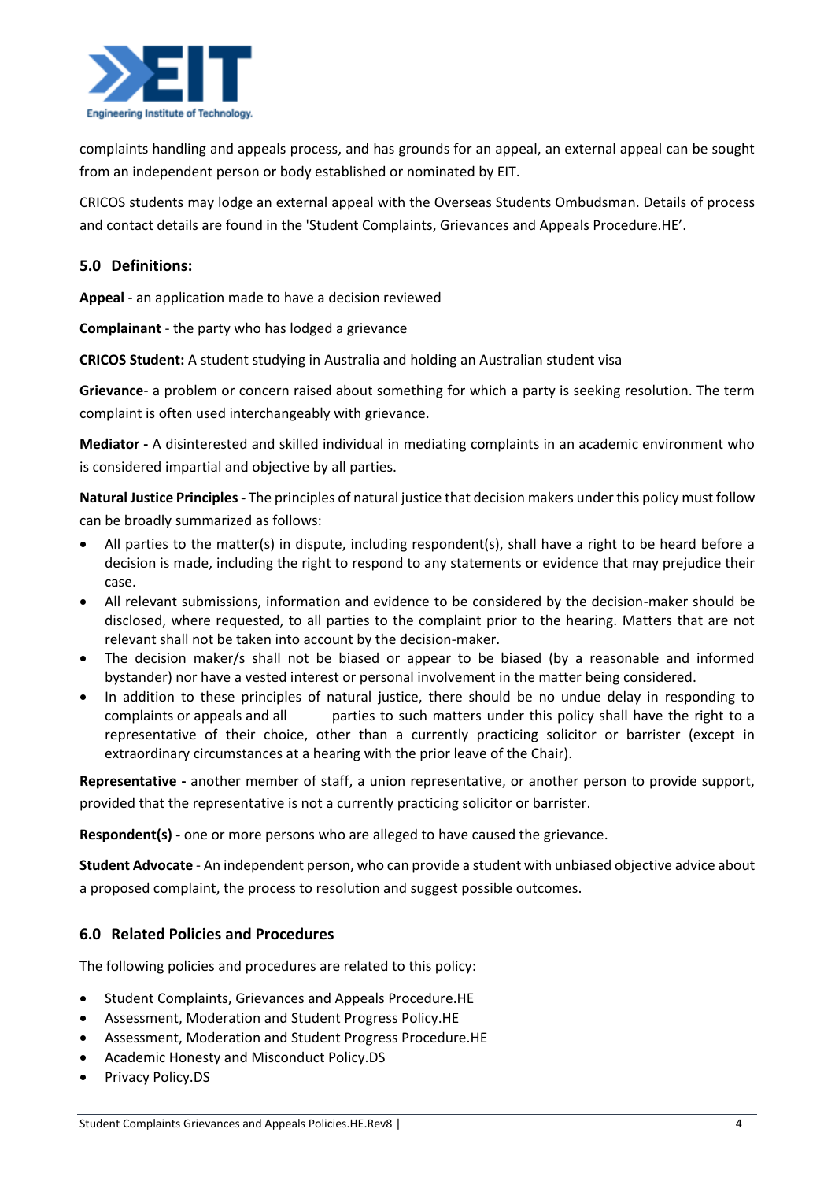complaints handling and appeals process, and has grounds for an appeal, an external appeal can be sought from an independent person or body established or nominated by EIT.

CRICOS students may lodge an external appeal with the Overseas Students Ombudsman. Details of process and contact details are found in the 'Student Complaints, Grievances and Appeals Procedure.HE'.

## 5.0 Definitions:

**Appeal** - an application made to have a decision reviewed

**Complainant** - the party who has lodged a grievance

**CRICOS Student:** A student studying in Australia and holding an Australian student visa

**Grievance**- a problem or concern raised about something for which a party is seeking resolution. The term complaint is often used interchangeably with grievance.

**Mediator -** A disinterested and skilled individual in mediating complaints in an academic environment who is considered impartial and objective by all parties.

**Natural Justice Principles -** The principles of natural justice that decision makers under this policy must follow can be broadly summarized as follows:

- All parties to the matter(s) in dispute, including respondent(s), shall have a right to be heard before a decision is made, including the right to respond to any statements or evidence that may prejudice their case.
- All relevant submissions, information and evidence to be considered by the decision-maker should be disclosed, where requested, to all parties to the complaint prior to the hearing. Matters that are not relevant shall not be taken into account by the decision-maker.
- The decision maker/s shall not be biased or appear to be biased (by a reasonable and informed bystander) nor have a vested interest or personal involvement in the matter being considered.
- In addition to these principles of natural justice, there should be no undue delay in responding to complaints or appeals and all parties to such matters under this policy shall have the right to a representative of their choice, other than a currently practicing solicitor or barrister (except in extraordinary circumstances at a hearing with the prior leave of the Chair).

**Representative -** another member of staff, a union representative, or another person to provide support, provided that the representative is not a currently practicing solicitor or barrister.

**Respondent(s) -** one or more persons who are alleged to have caused the grievance.

**Student Advocate** - An independent person, who can provide a student with unbiased objective advice about a proposed complaint, the process to resolution and suggest possible outcomes.

## 6.0 Related Policies and Procedures

The following policies and procedures are related to this policy:

- Student Complaints, Grievances and Appeals Procedure.HE
- Assessment, Moderation and Student Progress Policy.HE
- Assessment, Moderation and Student Progress Procedure.HE
- Academic Honesty and Misconduct Policy.DS
- Privacy Policy.DS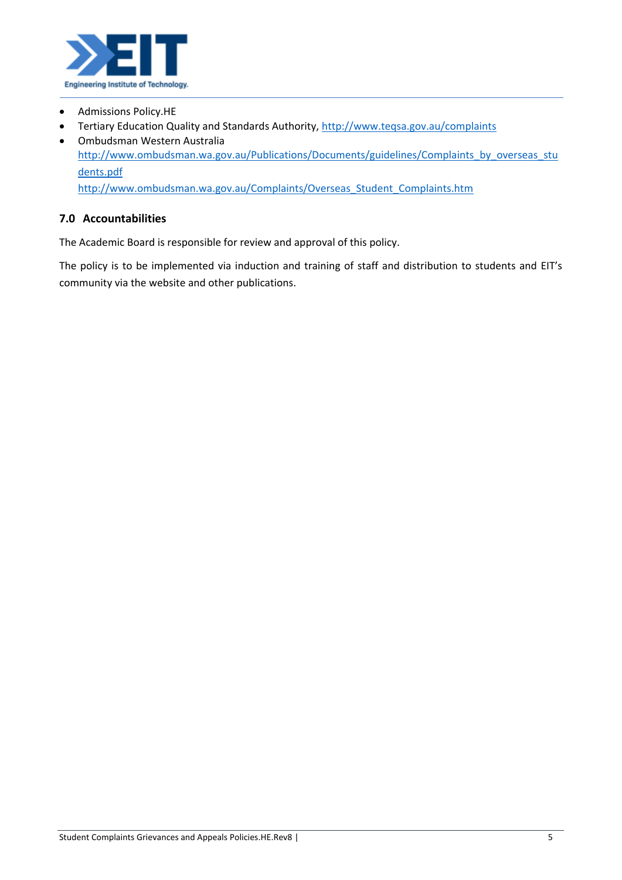- Admissions Policy.HE
- Tertiary Education Quality and Standards Authority, http://www.teqsa.gov.au/complaints
- Ombudsman Western Australia http://www.ombudsman.wa.gov.au/Publications/Documents/guidelines/Complaints_by_overseas_students.pdf http://www.ombudsman.wa.gov.au/Complaints/Overseas_Student_Complaints.htm

## 7.0 Accountabilities

The Academic Board is responsible for review and approval of this policy.

The policy is to be implemented via induction and training of staff and distribution to students and EIT's community via the website and other publications.